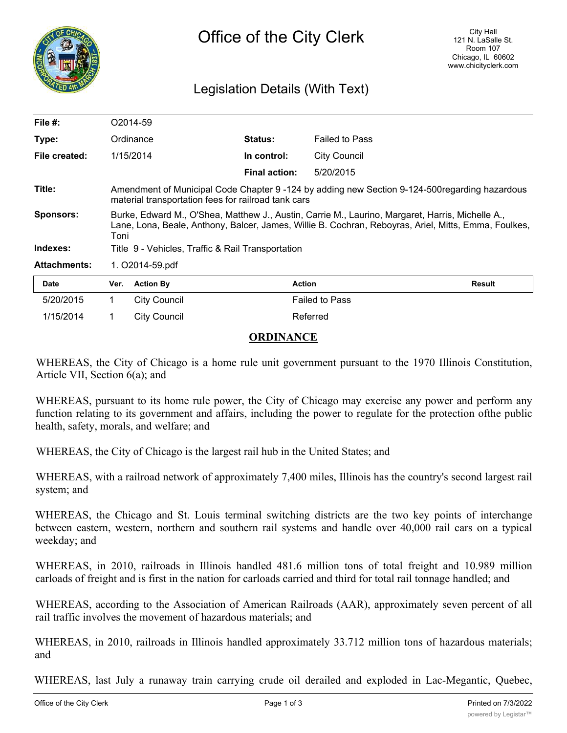# Office of the City Clerk

City Hall
121 N. LaSalle St.
Room 107
Chicago, IL 60602
www.chicityclerk.com

## Legislation Details (With Text)

| | | | |
|---|---|---|---|
| **File #:** | O2014-59 | | |
| **Type:** | Ordinance | **Status:** | Failed to Pass |
| **File created:** | 1/15/2014 | **In control:** | City Council |
| | | **Final action:** | 5/20/2015 |

**Title:** Amendment of Municipal Code Chapter 9 -124 by adding new Section 9-124-500regarding hazardous material transportation fees for railroad tank cars

**Sponsors:** Burke, Edward M., O'Shea, Matthew J., Austin, Carrie M., Laurino, Margaret, Harris, Michelle A., Lane, Lona, Beale, Anthony, Balcer, James, Willie B. Cochran, Reboyras, Ariel, Mitts, Emma, Foulkes, Toni

**Indexes:** Title 9 - Vehicles, Traffic & Rail Transportation

**Attachments:** 1. O2014-59.pdf

| Date | Ver. | Action By | Action | Result |
|---|---|---|---|---|
| 5/20/2015 | 1 | City Council | Failed to Pass | |
| 1/15/2014 | 1 | City Council | Referred | |

**ORDINANCE**

WHEREAS, the City of Chicago is a home rule unit government pursuant to the 1970 Illinois Constitution, Article VII, Section 6(a); and

WHEREAS, pursuant to its home rule power, the City of Chicago may exercise any power and perform any function relating to its government and affairs, including the power to regulate for the protection ofthe public health, safety, morals, and welfare; and

WHEREAS, the City of Chicago is the largest rail hub in the United States; and

WHEREAS, with a railroad network of approximately 7,400 miles, Illinois has the country's second largest rail system; and

WHEREAS, the Chicago and St. Louis terminal switching districts are the two key points of interchange between eastern, western, northern and southern rail systems and handle over 40,000 rail cars on a typical weekday; and

WHEREAS, in 2010, railroads in Illinois handled 481.6 million tons of total freight and 10.989 million carloads of freight and is first in the nation for carloads carried and third for total rail tonnage handled; and

WHEREAS, according to the Association of American Railroads (AAR), approximately seven percent of all rail traffic involves the movement of hazardous materials; and

WHEREAS, in 2010, railroads in Illinois handled approximately 33.712 million tons of hazardous materials; and

WHEREAS, last July a runaway train carrying crude oil derailed and exploded in Lac-Megantic, Quebec,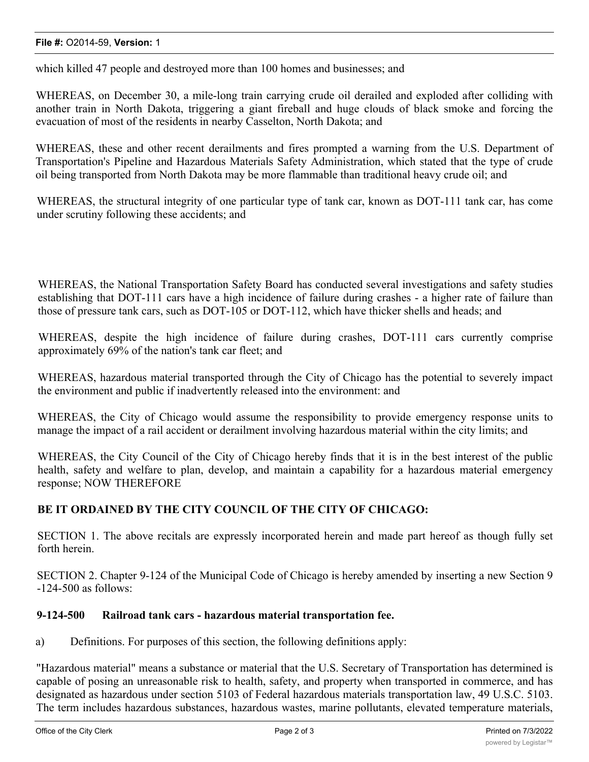which killed 47 people and destroyed more than 100 homes and businesses; and

WHEREAS, on December 30, a mile-long train carrying crude oil derailed and exploded after colliding with another train in North Dakota, triggering a giant fireball and huge clouds of black smoke and forcing the evacuation of most of the residents in nearby Casselton, North Dakota; and

WHEREAS, these and other recent derailments and fires prompted a warning from the U.S. Department of Transportation's Pipeline and Hazardous Materials Safety Administration, which stated that the type of crude oil being transported from North Dakota may be more flammable than traditional heavy crude oil; and

WHEREAS, the structural integrity of one particular type of tank car, known as DOT-111 tank car, has come under scrutiny following these accidents; and

WHEREAS, the National Transportation Safety Board has conducted several investigations and safety studies establishing that DOT-111 cars have a high incidence of failure during crashes - a higher rate of failure than those of pressure tank cars, such as DOT-105 or DOT-112, which have thicker shells and heads; and

WHEREAS, despite the high incidence of failure during crashes, DOT-111 cars currently comprise approximately 69% of the nation's tank car fleet; and

WHEREAS, hazardous material transported through the City of Chicago has the potential to severely impact the environment and public if inadvertently released into the environment: and

WHEREAS, the City of Chicago would assume the responsibility to provide emergency response units to manage the impact of a rail accident or derailment involving hazardous material within the city limits; and

WHEREAS, the City Council of the City of Chicago hereby finds that it is in the best interest of the public health, safety and welfare to plan, develop, and maintain a capability for a hazardous material emergency response; NOW THEREFORE

**BE IT ORDAINED BY THE CITY COUNCIL OF THE CITY OF CHICAGO:**

SECTION 1. The above recitals are expressly incorporated herein and made part hereof as though fully set forth herein.

SECTION 2. Chapter 9-124 of the Municipal Code of Chicago is hereby amended by inserting a new Section 9-124-500 as follows:

**9-124-500 Railroad tank cars - hazardous material transportation fee.**

a) Definitions. For purposes of this section, the following definitions apply:

"Hazardous material" means a substance or material that the U.S. Secretary of Transportation has determined is capable of posing an unreasonable risk to health, safety, and property when transported in commerce, and has designated as hazardous under section 5103 of Federal hazardous materials transportation law, 49 U.S.C. 5103. The term includes hazardous substances, hazardous wastes, marine pollutants, elevated temperature materials,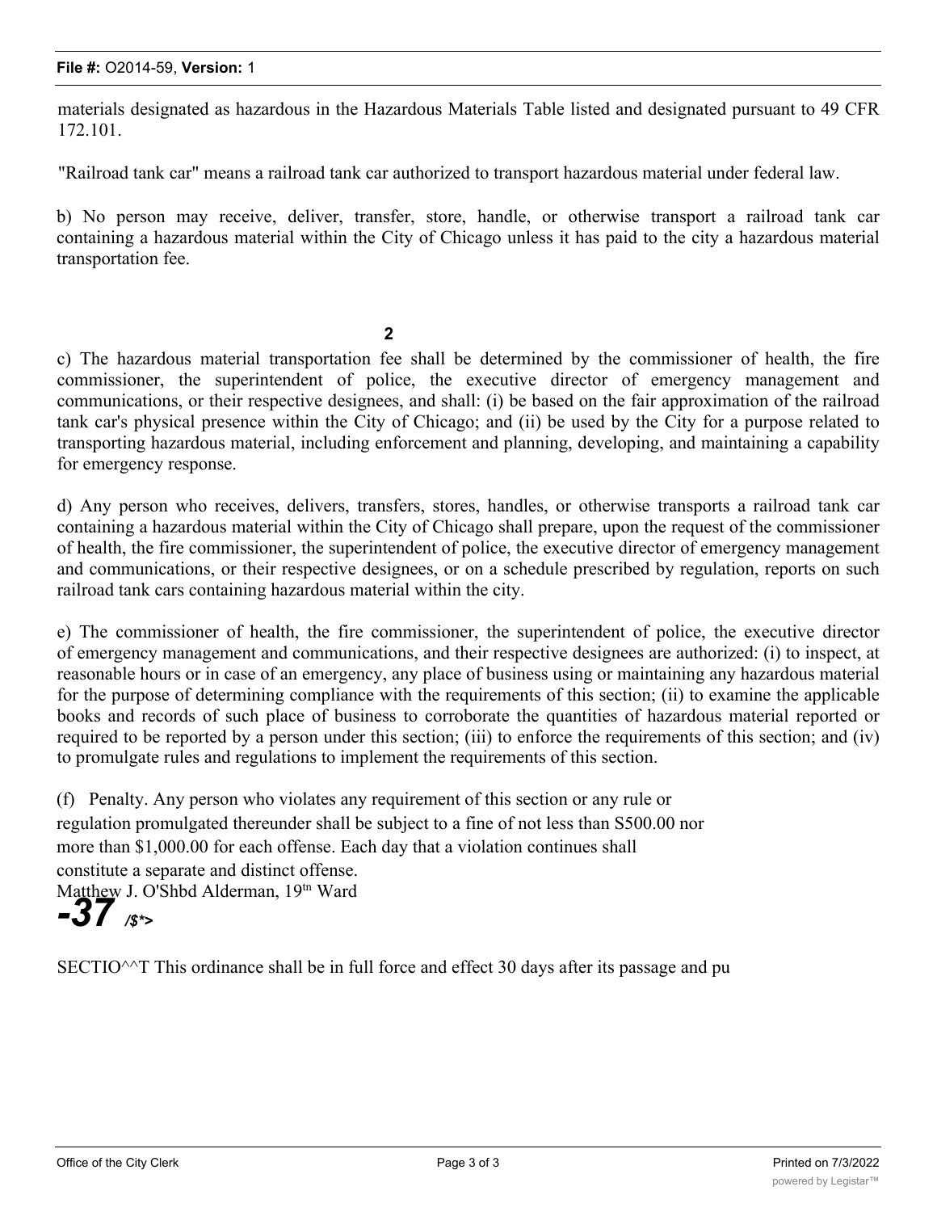materials designated as hazardous in the Hazardous Materials Table listed and designated pursuant to 49 CFR 172.101.

"Railroad tank car" means a railroad tank car authorized to transport hazardous material under federal law.

b) No person may receive, deliver, transfer, store, handle, or otherwise transport a railroad tank car containing a hazardous material within the City of Chicago unless it has paid to the city a hazardous material transportation fee.

c) The hazardous material transportation fee shall be determined by the commissioner of health, the fire commissioner, the superintendent of police, the executive director of emergency management and communications, or their respective designees, and shall: (i) be based on the fair approximation of the railroad tank car's physical presence within the City of Chicago; and (ii) be used by the City for a purpose related to transporting hazardous material, including enforcement and planning, developing, and maintaining a capability for emergency response.

d) Any person who receives, delivers, transfers, stores, handles, or otherwise transports a railroad tank car containing a hazardous material within the City of Chicago shall prepare, upon the request of the commissioner of health, the fire commissioner, the superintendent of police, the executive director of emergency management and communications, or their respective designees, or on a schedule prescribed by regulation, reports on such railroad tank cars containing hazardous material within the city.

e) The commissioner of health, the fire commissioner, the superintendent of police, the executive director of emergency management and communications, and their respective designees are authorized: (i) to inspect, at reasonable hours or in case of an emergency, any place of business using or maintaining any hazardous material for the purpose of determining compliance with the requirements of this section; (ii) to examine the applicable books and records of such place of business to corroborate the quantities of hazardous material reported or required to be reported by a person under this section; (iii) to enforce the requirements of this section; and (iv) to promulgate rules and regulations to implement the requirements of this section.

(f) Penalty. Any person who violates any requirement of this section or any rule or regulation promulgated thereunder shall be subject to a fine of not less than S500.00 nor more than $1,000.00 for each offense. Each day that a violation continues shall constitute a separate and distinct offense.

Matthew J. O'Shbd Alderman, 19[tn] Ward

***-37*** /$*>

SECTIO^^T This ordinance shall be in full force and effect 30 days after its passage and pu